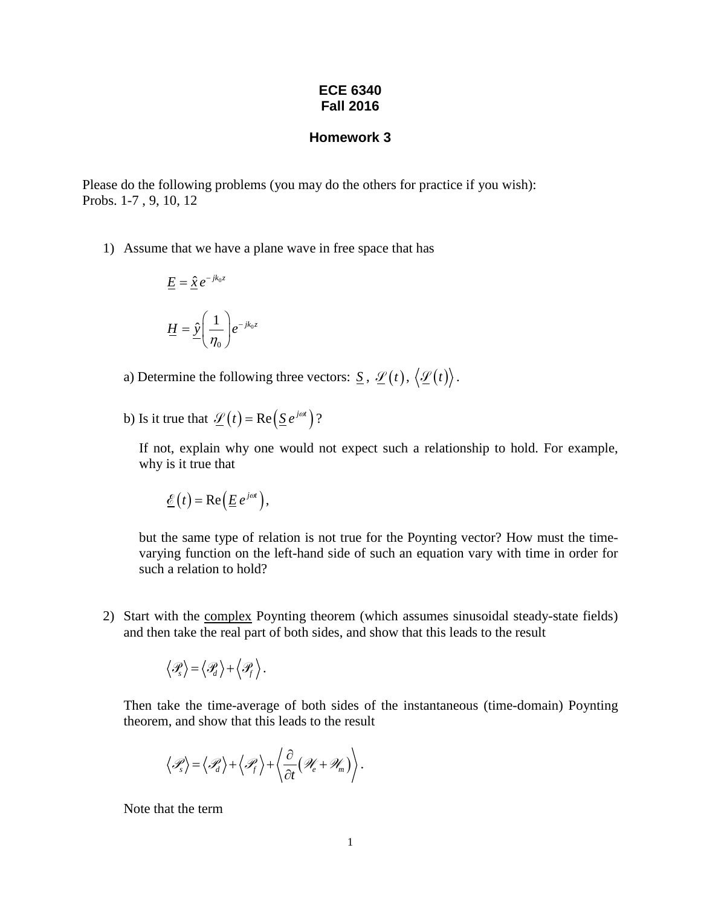**ECE 6340**
**Fall 2016**

**Homework 3**

Please do the following problems (you may do the others for practice if you wish):
Probs. 1-7 , 9, 10, 12

1) Assume that we have a plane wave in free space that has

$$\underline{E} = \underline{\hat{x}}\, e^{-jk_0 z}$$

$$\underline{H} = \underline{\hat{y}}\left(\frac{1}{\eta_0}\right) e^{-jk_0 z}$$

a) Determine the following three vectors: $\underline{S}$, $\underline{\mathscr{S}}(t)$, $\left\langle \underline{\mathscr{S}}(t) \right\rangle$.

b) Is it true that $\underline{\mathscr{S}}(t) = \mathrm{Re}\left(\underline{S}\, e^{j\omega t}\right)$?

If not, explain why one would not expect such a relationship to hold. For example, why is it true that

$$\underline{\mathscr{E}}(t) = \mathrm{Re}\left(\underline{E}\, e^{j\omega t}\right),$$

but the same type of relation is not true for the Poynting vector? How must the time-varying function on the left-hand side of such an equation vary with time in order for such a relation to hold?

2) Start with the complex Poynting theorem (which assumes sinusoidal steady-state fields) and then take the real part of both sides, and show that this leads to the result

$$\left\langle \mathscr{P}_s \right\rangle = \left\langle \mathscr{P}_d \right\rangle + \left\langle \mathscr{P}_f \right\rangle.$$

Then take the time-average of both sides of the instantaneous (time-domain) Poynting theorem, and show that this leads to the result

$$\left\langle \mathscr{P}_s \right\rangle = \left\langle \mathscr{P}_d \right\rangle + \left\langle \mathscr{P}_f \right\rangle + \left\langle \frac{\partial}{\partial t}\left(\mathscr{W}_e + \mathscr{W}_m\right) \right\rangle.$$

Note that the term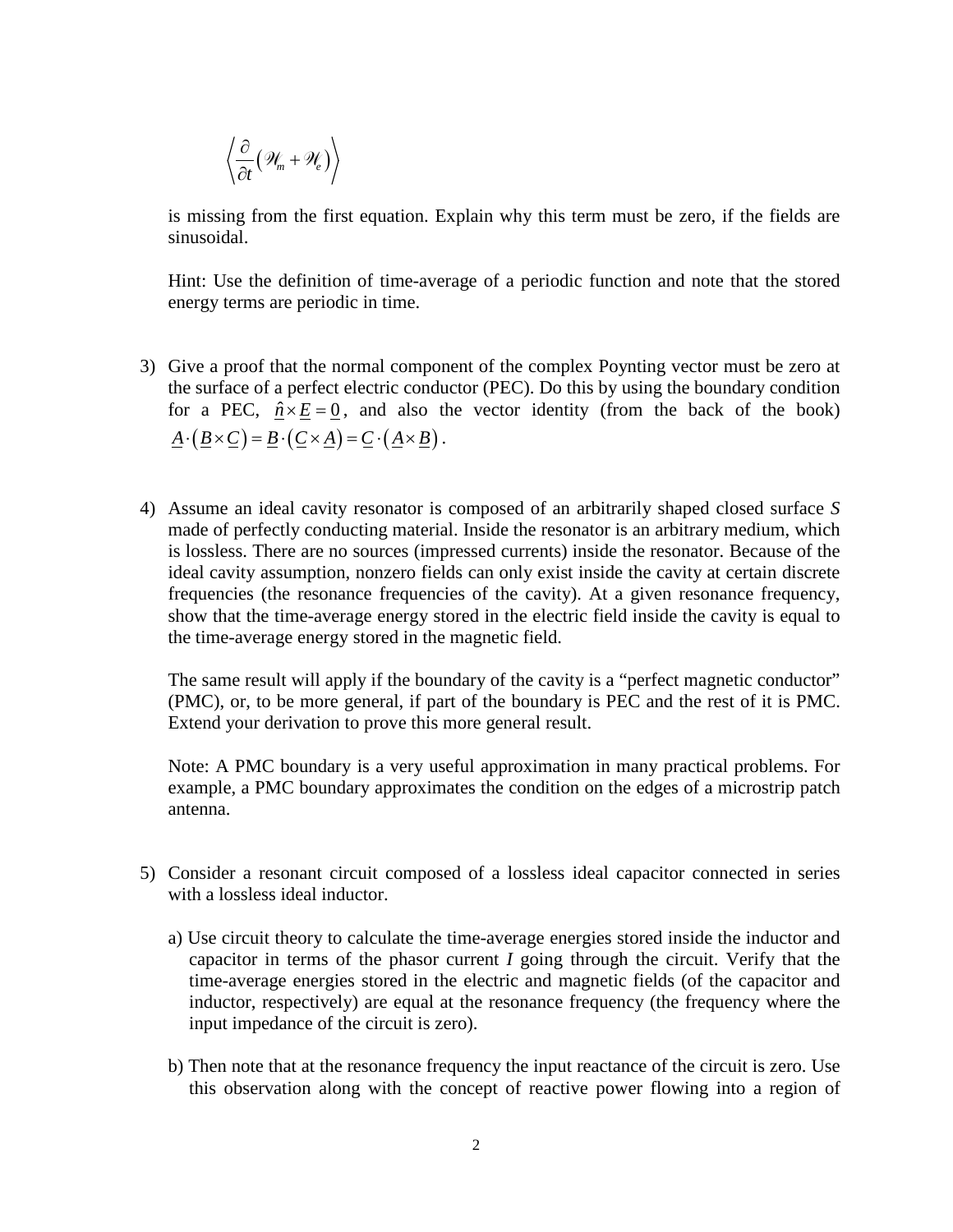$$\left\langle \frac{\partial}{\partial t}\left(\mathscr{W}_m + \mathscr{W}_e\right)\right\rangle$$

is missing from the first equation. Explain why this term must be zero, if the fields are sinusoidal.

Hint: Use the definition of time-average of a periodic function and note that the stored energy terms are periodic in time.

3) Give a proof that the normal component of the complex Poynting vector must be zero at the surface of a perfect electric conductor (PEC). Do this by using the boundary condition for a PEC, $\underline{\hat{n}} \times \underline{E} = \underline{0}$, and also the vector identity (from the back of the book) $\underline{A} \cdot \left(\underline{B} \times \underline{C}\right) = \underline{B} \cdot \left(\underline{C} \times \underline{A}\right) = \underline{C} \cdot \left(\underline{A} \times \underline{B}\right)$.

4) Assume an ideal cavity resonator is composed of an arbitrarily shaped closed surface *S* made of perfectly conducting material. Inside the resonator is an arbitrary medium, which is lossless. There are no sources (impressed currents) inside the resonator. Because of the ideal cavity assumption, nonzero fields can only exist inside the cavity at certain discrete frequencies (the resonance frequencies of the cavity). At a given resonance frequency, show that the time-average energy stored in the electric field inside the cavity is equal to the time-average energy stored in the magnetic field.

   The same result will apply if the boundary of the cavity is a "perfect magnetic conductor" (PMC), or, to be more general, if part of the boundary is PEC and the rest of it is PMC. Extend your derivation to prove this more general result.

   Note: A PMC boundary is a very useful approximation in many practical problems. For example, a PMC boundary approximates the condition on the edges of a microstrip patch antenna.

5) Consider a resonant circuit composed of a lossless ideal capacitor connected in series with a lossless ideal inductor.

   a) Use circuit theory to calculate the time-average energies stored inside the inductor and capacitor in terms of the phasor current *I* going through the circuit. Verify that the time-average energies stored in the electric and magnetic fields (of the capacitor and inductor, respectively) are equal at the resonance frequency (the frequency where the input impedance of the circuit is zero).

   b) Then note that at the resonance frequency the input reactance of the circuit is zero. Use this observation along with the concept of reactive power flowing into a region of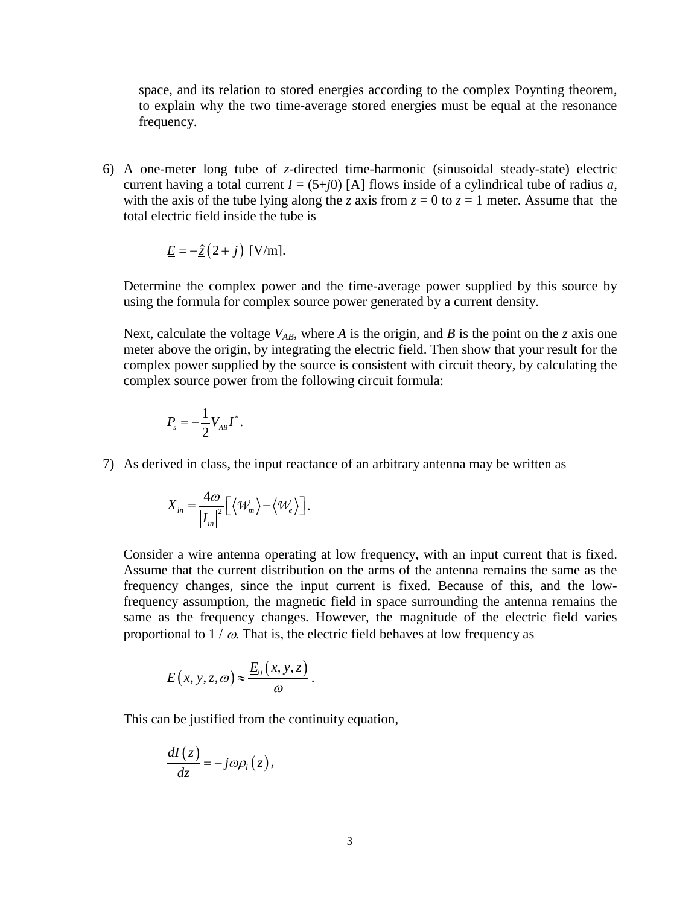space, and its relation to stored energies according to the complex Poynting theorem, to explain why the two time-average stored energies must be equal at the resonance frequency.

6) A one-meter long tube of $z$-directed time-harmonic (sinusoidal steady-state) electric current having a total current $I = (5+j0)$ [A] flows inside of a cylindrical tube of radius $a$, with the axis of the tube lying along the $z$ axis from $z = 0$ to $z = 1$ meter. Assume that the total electric field inside the tube is

$$\underline{E} = -\underline{\hat{z}}\left(2+j\right) \text{ [V/m]}.$$

Determine the complex power and the time-average power supplied by this source by using the formula for complex source power generated by a current density.

Next, calculate the voltage $V_{AB}$, where $\underline{A}$ is the origin, and $\underline{B}$ is the point on the $z$ axis one meter above the origin, by integrating the electric field. Then show that your result for the complex power supplied by the source is consistent with circuit theory, by calculating the complex source power from the following circuit formula:

$$P_s = -\frac{1}{2} V_{AB} I^* .$$

7) As derived in class, the input reactance of an arbitrary antenna may be written as

$$X_{in} = \frac{4\omega}{\left|I_{in}\right|^2}\left[\left\langle \mathcal{W}_m \right\rangle - \left\langle \mathcal{W}_e \right\rangle\right].$$

Consider a wire antenna operating at low frequency, with an input current that is fixed. Assume that the current distribution on the arms of the antenna remains the same as the frequency changes, since the input current is fixed. Because of this, and the low-frequency assumption, the magnetic field in space surrounding the antenna remains the same as the frequency changes. However, the magnitude of the electric field varies proportional to $1 / \omega$. That is, the electric field behaves at low frequency as

$$\underline{E}\left(x, y, z, \omega\right) \approx \frac{\underline{E}_0\left(x, y, z\right)}{\omega}.$$

This can be justified from the continuity equation,

$$\frac{dI\left(z\right)}{dz} = -j\omega\rho_l\left(z\right),$$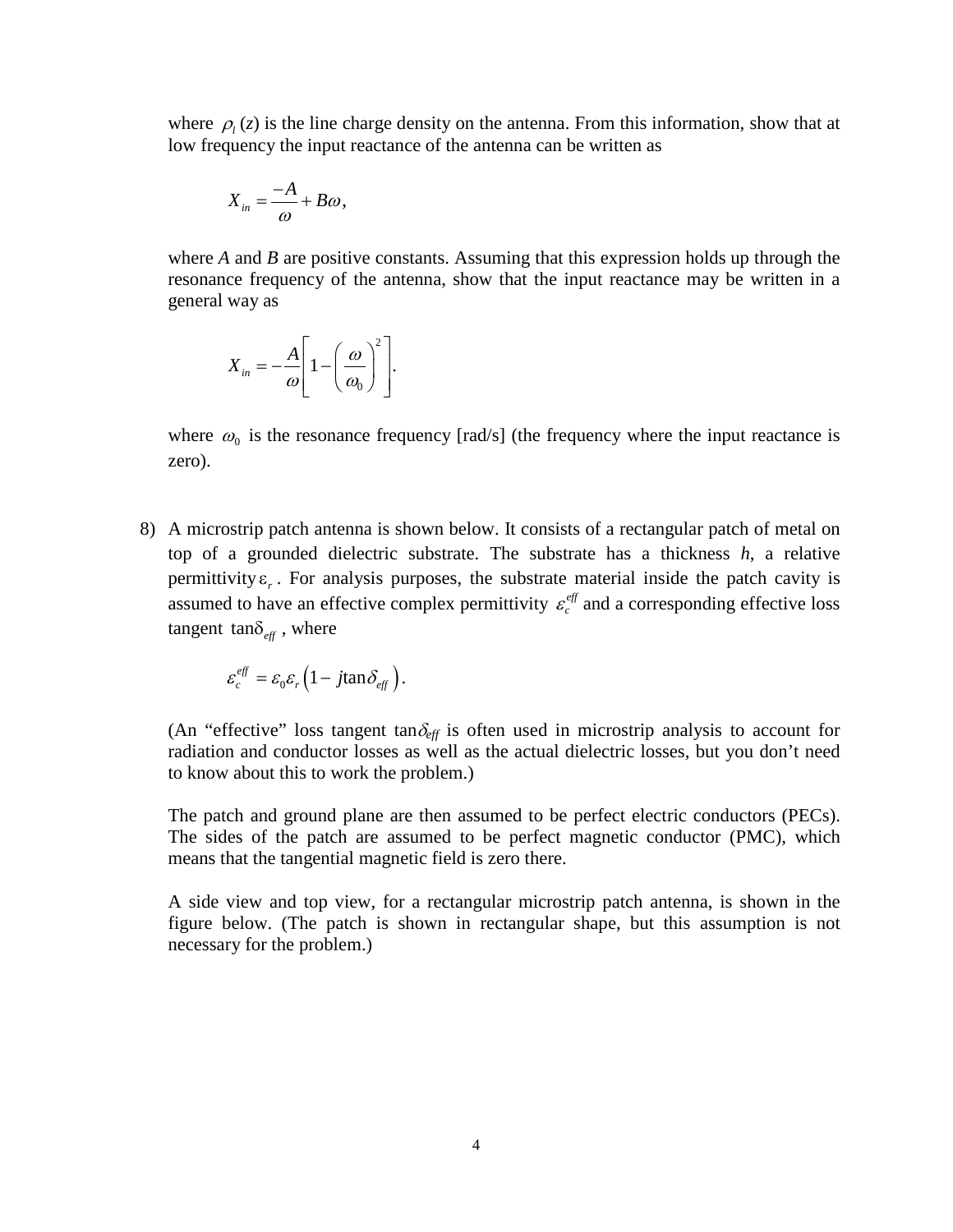where $\rho_l(z)$ is the line charge density on the antenna. From this information, show that at low frequency the input reactance of the antenna can be written as

$$X_{in} = \frac{-A}{\omega} + B\omega,$$

where *A* and *B* are positive constants. Assuming that this expression holds up through the resonance frequency of the antenna, show that the input reactance may be written in a general way as

$$X_{in} = -\frac{A}{\omega}\left[1 - \left(\frac{\omega}{\omega_0}\right)^2\right].$$

where $\omega_0$ is the resonance frequency [rad/s] (the frequency where the input reactance is zero).

8) A microstrip patch antenna is shown below. It consists of a rectangular patch of metal on top of a grounded dielectric substrate. The substrate has a thickness *h*, a relative permittivity $\varepsilon_r$. For analysis purposes, the substrate material inside the patch cavity is assumed to have an effective complex permittivity $\varepsilon_c^{eff}$ and a corresponding effective loss tangent $\tan\delta_{eff}$, where

$$\varepsilon_c^{eff} = \varepsilon_0 \varepsilon_r \left(1 - j\tan\delta_{eff}\right).$$

(An "effective" loss tangent $\tan\delta_{eff}$ is often used in microstrip analysis to account for radiation and conductor losses as well as the actual dielectric losses, but you don't need to know about this to work the problem.)

The patch and ground plane are then assumed to be perfect electric conductors (PECs). The sides of the patch are assumed to be perfect magnetic conductor (PMC), which means that the tangential magnetic field is zero there.

A side view and top view, for a rectangular microstrip patch antenna, is shown in the figure below. (The patch is shown in rectangular shape, but this assumption is not necessary for the problem.)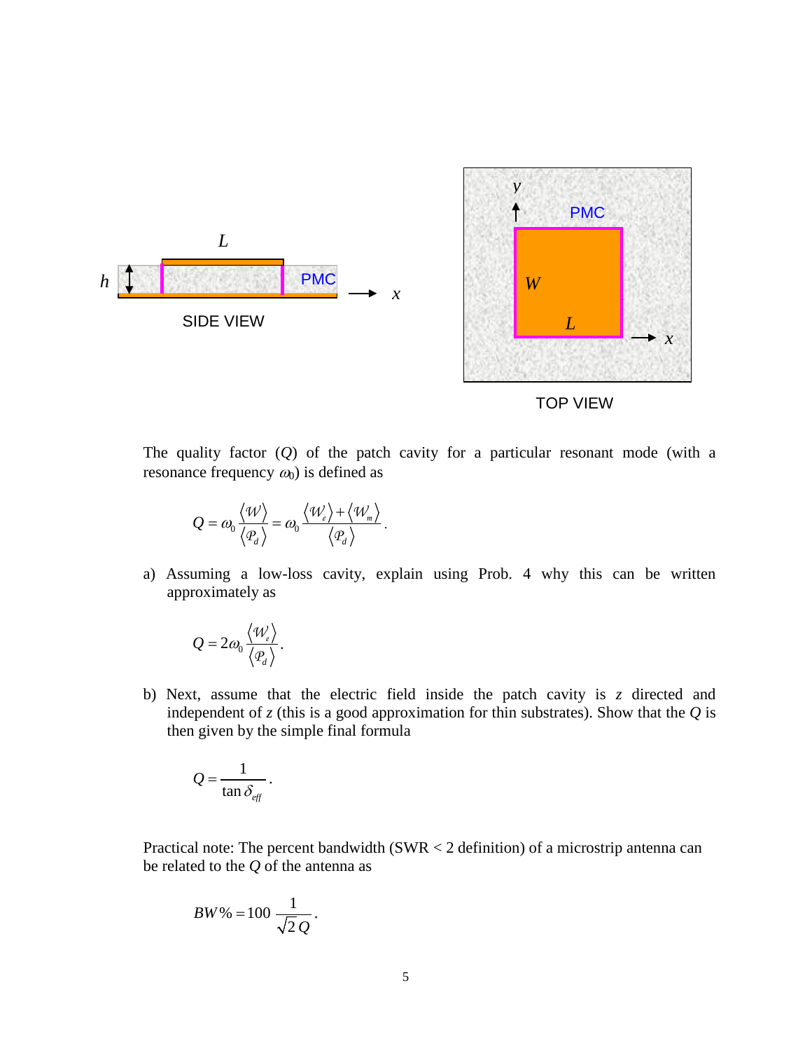SIDE VIEW

TOP VIEW

The quality factor ($Q$) of the patch cavity for a particular resonant mode (with a resonance frequency $\omega_0$) is defined as

$$Q = \omega_0 \frac{\langle \mathcal{W} \rangle}{\langle \mathcal{P}_d \rangle} = \omega_0 \frac{\langle \mathcal{W}_e \rangle + \langle \mathcal{W}_m \rangle}{\langle \mathcal{P}_d \rangle}.$$

a) Assuming a low-loss cavity, explain using Prob. 4 why this can be written approximately as

$$Q = 2\omega_0 \frac{\langle \mathcal{W}_e \rangle}{\langle \mathcal{P}_d \rangle}.$$

b) Next, assume that the electric field inside the patch cavity is $z$ directed and independent of $z$ (this is a good approximation for thin substrates). Show that the $Q$ is then given by the simple final formula

$$Q = \frac{1}{\tan \delta_{eff}}.$$

Practical note: The percent bandwidth (SWR < 2 definition) of a microstrip antenna can be related to the $Q$ of the antenna as

$$BW\% = 100 \frac{1}{\sqrt{2}\, Q}.$$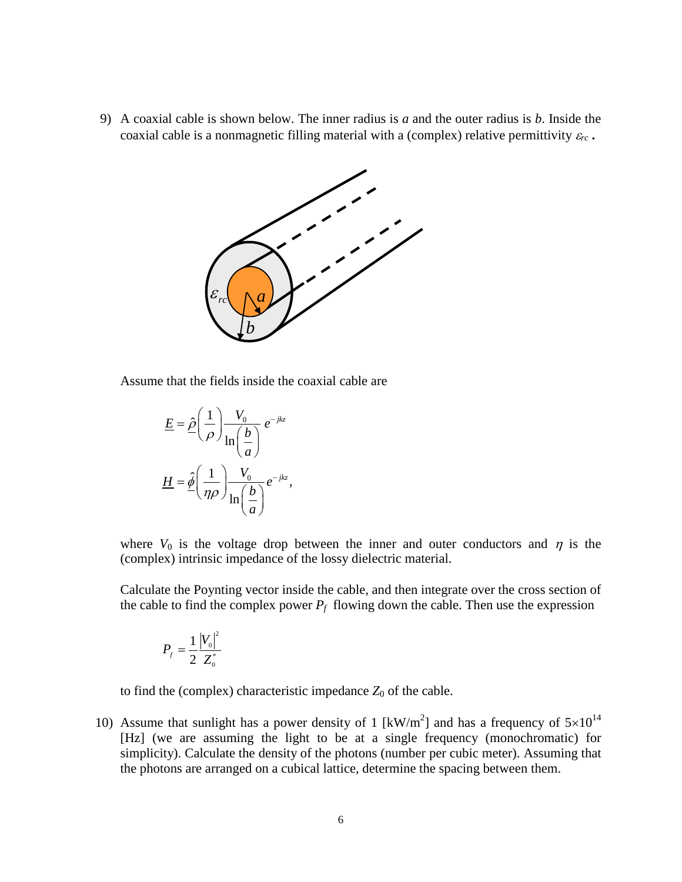9) A coaxial cable is shown below. The inner radius is $a$ and the outer radius is $b$. Inside the coaxial cable is a nonmagnetic filling material with a (complex) relative permittivity $\varepsilon_{rc}$ **.**

   Assume that the fields inside the coaxial cable are

$$\underline{E} = \underline{\hat{\rho}}\left(\frac{1}{\rho}\right)\frac{V_0}{\ln\left(\frac{b}{a}\right)}e^{-jkz}$$

$$\underline{H} = \underline{\hat{\phi}}\left(\frac{1}{\eta\rho}\right)\frac{V_0}{\ln\left(\frac{b}{a}\right)}e^{-jkz},$$

   where $V_0$ is the voltage drop between the inner and outer conductors and $\eta$ is the (complex) intrinsic impedance of the lossy dielectric material.

   Calculate the Poynting vector inside the cable, and then integrate over the cross section of the cable to find the complex power $P_f$ flowing down the cable. Then use the expression

$$P_f = \frac{1}{2}\frac{|V_0|^2}{Z_0^*}$$

   to find the (complex) characteristic impedance $Z_0$ of the cable.

10) Assume that sunlight has a power density of 1 [kW/m$^2$] and has a frequency of $5\times10^{14}$ [Hz] (we are assuming the light to be at a single frequency (monochromatic) for simplicity). Calculate the density of the photons (number per cubic meter). Assuming that the photons are arranged on a cubical lattice, determine the spacing between them.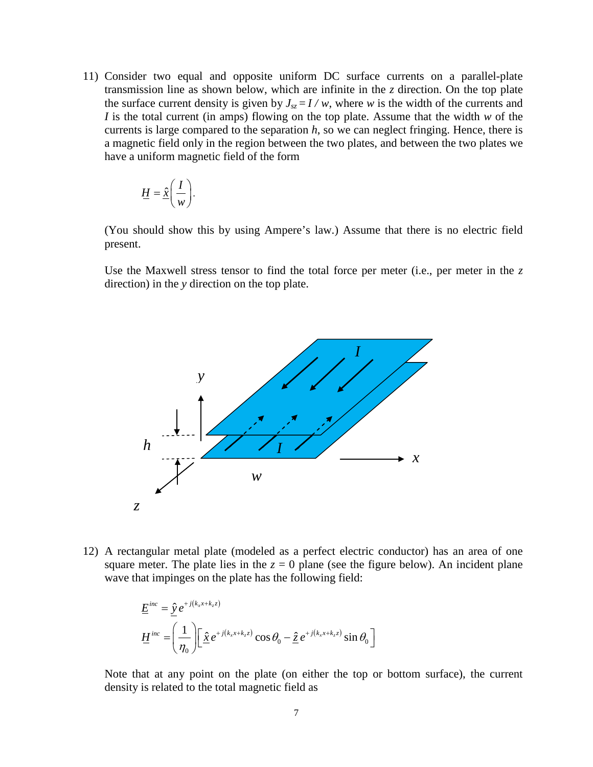11) Consider two equal and opposite uniform DC surface currents on a parallel-plate transmission line as shown below, which are infinite in the $z$ direction. On the top plate the surface current density is given by $J_{sz} = I / w$, where $w$ is the width of the currents and $I$ is the total current (in amps) flowing on the top plate. Assume that the width $w$ of the currents is large compared to the separation $h$, so we can neglect fringing. Hence, there is a magnetic field only in the region between the two plates, and between the two plates we have a uniform magnetic field of the form

$$\underline{H} = \hat{\underline{x}}\left(\frac{I}{w}\right).$$

(You should show this by using Ampere's law.) Assume that there is no electric field present.

Use the Maxwell stress tensor to find the total force per meter (i.e., per meter in the $z$ direction) in the $y$ direction on the top plate.

12) A rectangular metal plate (modeled as a perfect electric conductor) has an area of one square meter. The plate lies in the $z = 0$ plane (see the figure below). An incident plane wave that impinges on the plate has the following field:

$$\underline{E}^{inc} = \hat{\underline{y}}\, e^{+j(k_x x + k_z z)}$$

$$\underline{H}^{inc} = \left(\frac{1}{\eta_0}\right)\left[\hat{\underline{x}}\, e^{+j(k_x x + k_z z)} \cos\theta_0 - \hat{\underline{z}}\, e^{+j(k_x x + k_z z)} \sin\theta_0\right]$$

Note that at any point on the plate (on either the top or bottom surface), the current density is related to the total magnetic field as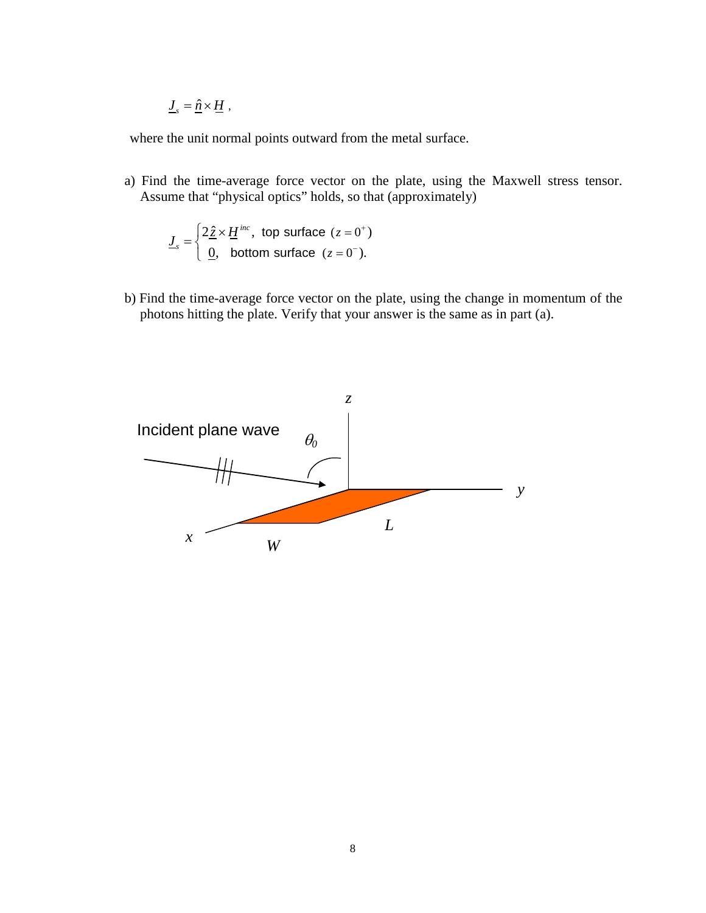$$\underline{J}_s = \hat{\underline{n}} \times \underline{H} \ ,$$

where the unit normal points outward from the metal surface.

a) Find the time-average force vector on the plate, using the Maxwell stress tensor. Assume that "physical optics" holds, so that (approximately)

$$\underline{J}_s = \begin{cases} 2\hat{\underline{z}} \times \underline{H}^{inc}, & \text{top surface } (z = 0^+) \\ \underline{0}, & \text{bottom surface } (z = 0^-). \end{cases}$$

b) Find the time-average force vector on the plate, using the change in momentum of the photons hitting the plate. Verify that your answer is the same as in part (a).

Incident plane wave

$\theta_0$

$z$

$y$

$x$

$W$

$L$